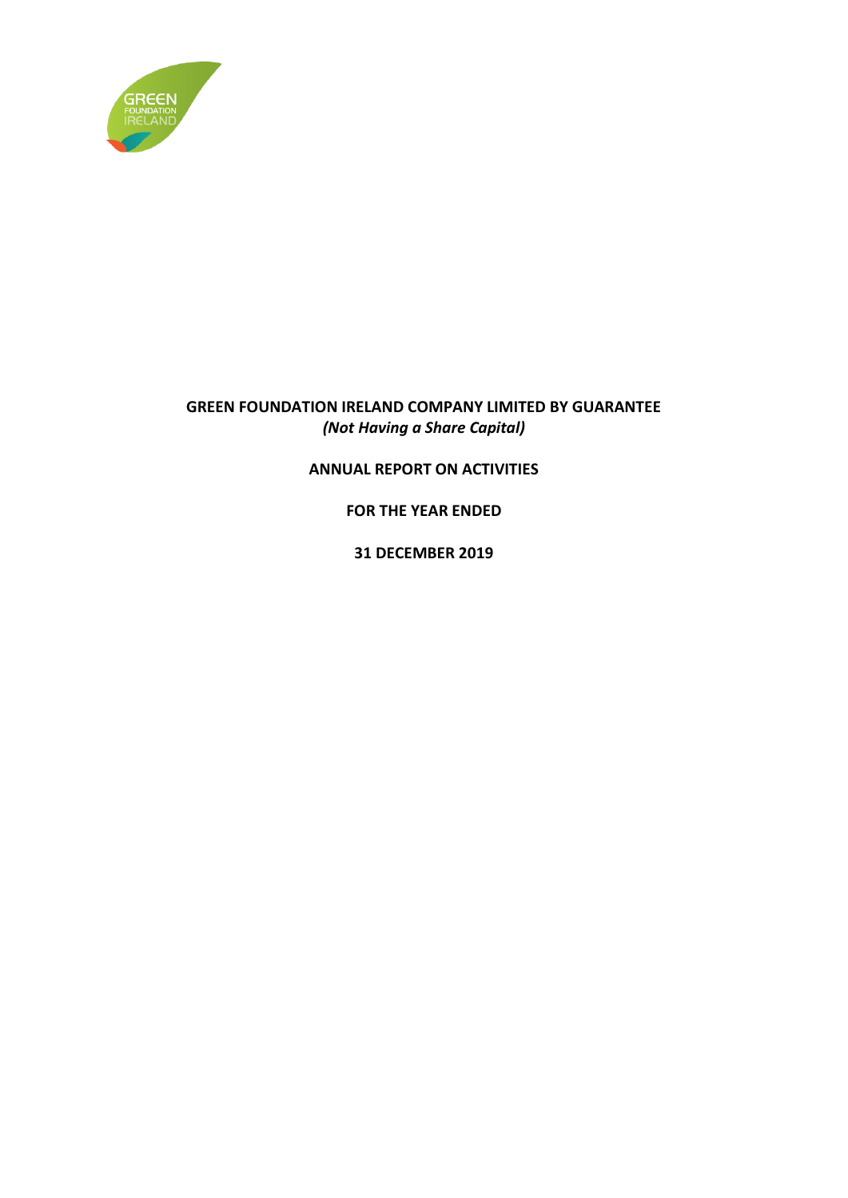**GREEN FOUNDATION IRELAND COMPANY LIMITED BY GUARANTEE**
***(Not Having a Share Capital)***

**ANNUAL REPORT ON ACTIVITIES**

**FOR THE YEAR ENDED**

**31 DECEMBER 2019**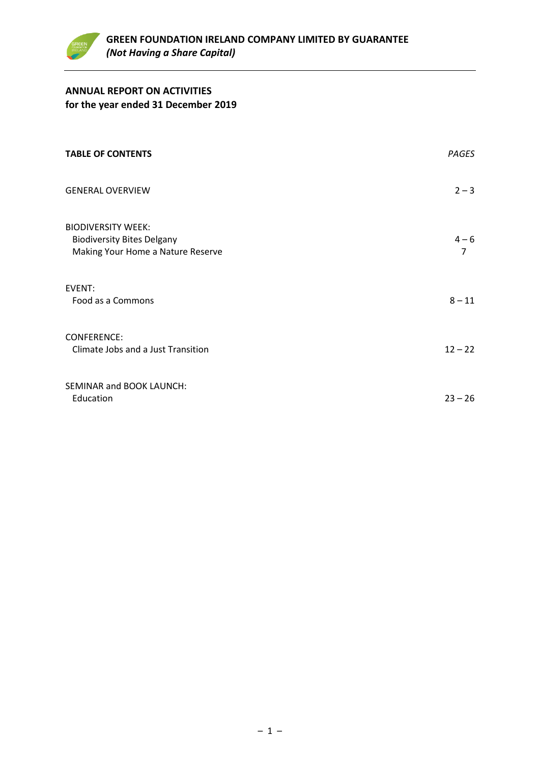# GREEN FOUNDATION IRELAND COMPANY LIMITED BY GUARANTEE
*(Not Having a Share Capital)*

## ANNUAL REPORT ON ACTIVITIES
**for the year ended 31 December 2019**

| **TABLE OF CONTENTS** | *PAGES* |
|---|---|
| GENERAL OVERVIEW | 2 – 3 |
| BIODIVERSITY WEEK: | |
| Biodiversity Bites Delgany | 4 – 6 |
| Making Your Home a Nature Reserve | 7 |
| EVENT: | |
| Food as a Commons | 8 – 11 |
| CONFERENCE: | |
| Climate Jobs and a Just Transition | 12 – 22 |
| SEMINAR and BOOK LAUNCH: | |
| Education | 23 – 26 |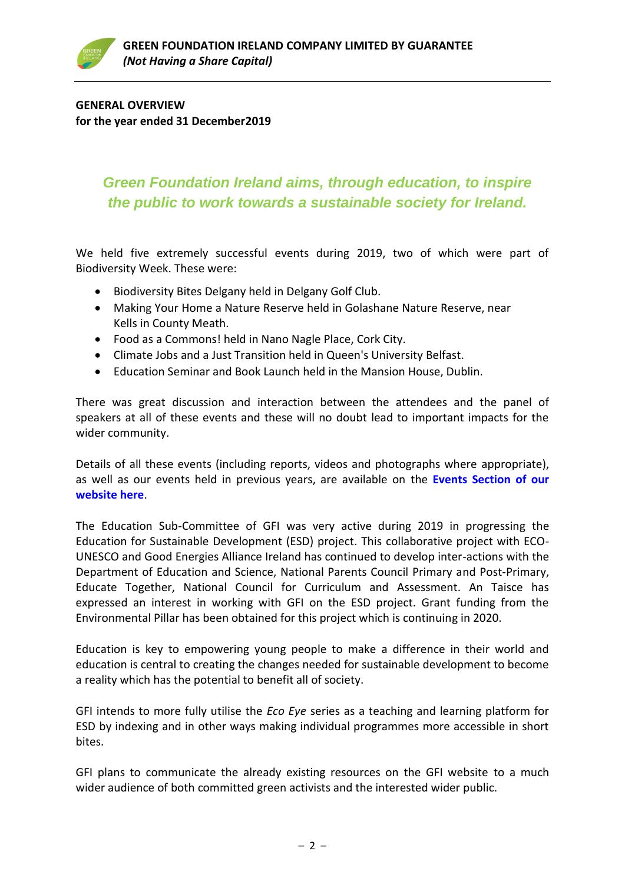**GENERAL OVERVIEW**
**for the year ended 31 December2019**

## *Green Foundation Ireland aims, through education, to inspire the public to work towards a sustainable society for Ireland.*

We held five extremely successful events during 2019, two of which were part of Biodiversity Week. These were:

- Biodiversity Bites Delgany held in Delgany Golf Club.
- Making Your Home a Nature Reserve held in Golashane Nature Reserve, near Kells in County Meath.
- Food as a Commons! held in Nano Nagle Place, Cork City.
- Climate Jobs and a Just Transition held in Queen's University Belfast.
- Education Seminar and Book Launch held in the Mansion House, Dublin.

There was great discussion and interaction between the attendees and the panel of speakers at all of these events and these will no doubt lead to important impacts for the wider community.

Details of all these events (including reports, videos and photographs where appropriate), as well as our events held in previous years, are available on the **Events Section of our website here**.

The Education Sub-Committee of GFI was very active during 2019 in progressing the Education for Sustainable Development (ESD) project. This collaborative project with ECO-UNESCO and Good Energies Alliance Ireland has continued to develop inter-actions with the Department of Education and Science, National Parents Council Primary and Post-Primary, Educate Together, National Council for Curriculum and Assessment. An Taisce has expressed an interest in working with GFI on the ESD project. Grant funding from the Environmental Pillar has been obtained for this project which is continuing in 2020.

Education is key to empowering young people to make a difference in their world and education is central to creating the changes needed for sustainable development to become a reality which has the potential to benefit all of society.

GFI intends to more fully utilise the *Eco Eye* series as a teaching and learning platform for ESD by indexing and in other ways making individual programmes more accessible in short bites.

GFI plans to communicate the already existing resources on the GFI website to a much wider audience of both committed green activists and the interested wider public.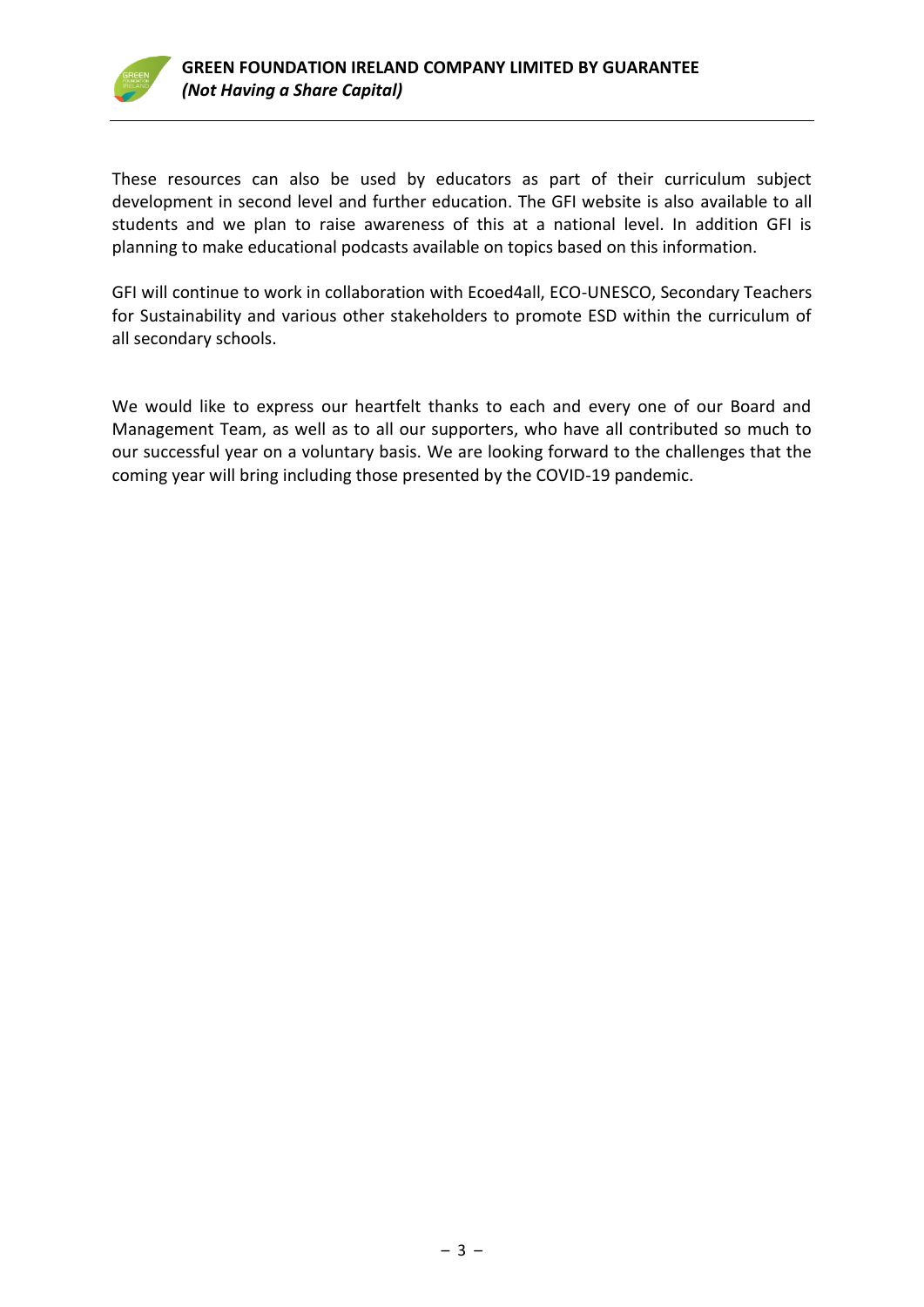These resources can also be used by educators as part of their curriculum subject development in second level and further education. The GFI website is also available to all students and we plan to raise awareness of this at a national level. In addition GFI is planning to make educational podcasts available on topics based on this information.

GFI will continue to work in collaboration with Ecoed4all, ECO-UNESCO, Secondary Teachers for Sustainability and various other stakeholders to promote ESD within the curriculum of all secondary schools.

We would like to express our heartfelt thanks to each and every one of our Board and Management Team, as well as to all our supporters, who have all contributed so much to our successful year on a voluntary basis. We are looking forward to the challenges that the coming year will bring including those presented by the COVID-19 pandemic.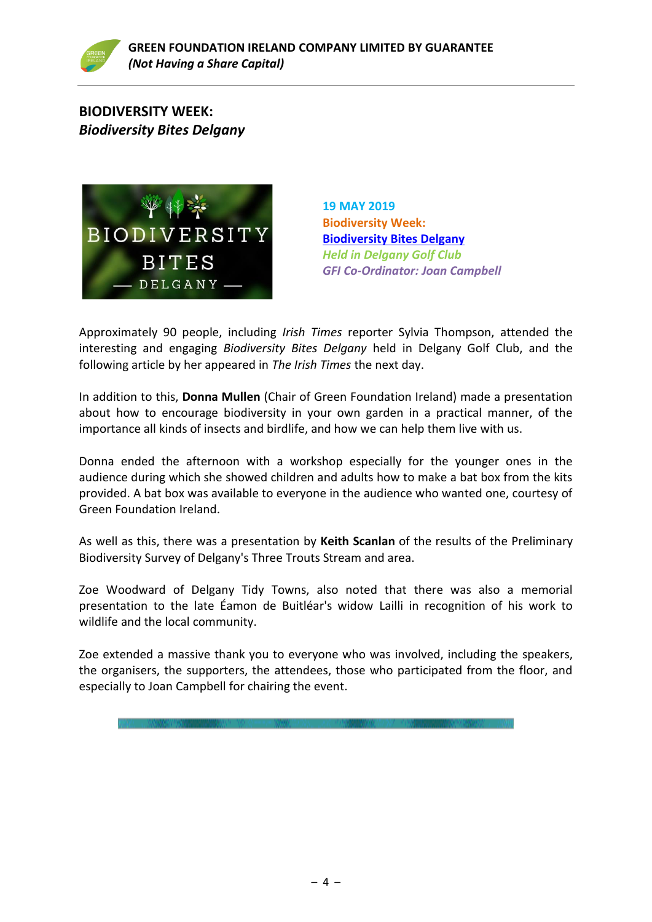**BIODIVERSITY WEEK:**
***Biodiversity Bites Delgany***

**19 MAY 2019**
**Biodiversity Week:**
**Biodiversity Bites Delgany**
***Held in Delgany Golf Club***
***GFI Co-Ordinator: Joan Campbell***

Approximately 90 people, including *Irish Times* reporter Sylvia Thompson, attended the interesting and engaging *Biodiversity Bites Delgany* held in Delgany Golf Club, and the following article by her appeared in *The Irish Times* the next day.

In addition to this, **Donna Mullen** (Chair of Green Foundation Ireland) made a presentation about how to encourage biodiversity in your own garden in a practical manner, of the importance all kinds of insects and birdlife, and how we can help them live with us.

Donna ended the afternoon with a workshop especially for the younger ones in the audience during which she showed children and adults how to make a bat box from the kits provided. A bat box was available to everyone in the audience who wanted one, courtesy of Green Foundation Ireland.

As well as this, there was a presentation by **Keith Scanlan** of the results of the Preliminary Biodiversity Survey of Delgany's Three Trouts Stream and area.

Zoe Woodward of Delgany Tidy Towns, also noted that there was also a memorial presentation to the late Éamon de Buitléar's widow Lailli in recognition of his work to wildlife and the local community.

Zoe extended a massive thank you to everyone who was involved, including the speakers, the organisers, the supporters, the attendees, those who participated from the floor, and especially to Joan Campbell for chairing the event.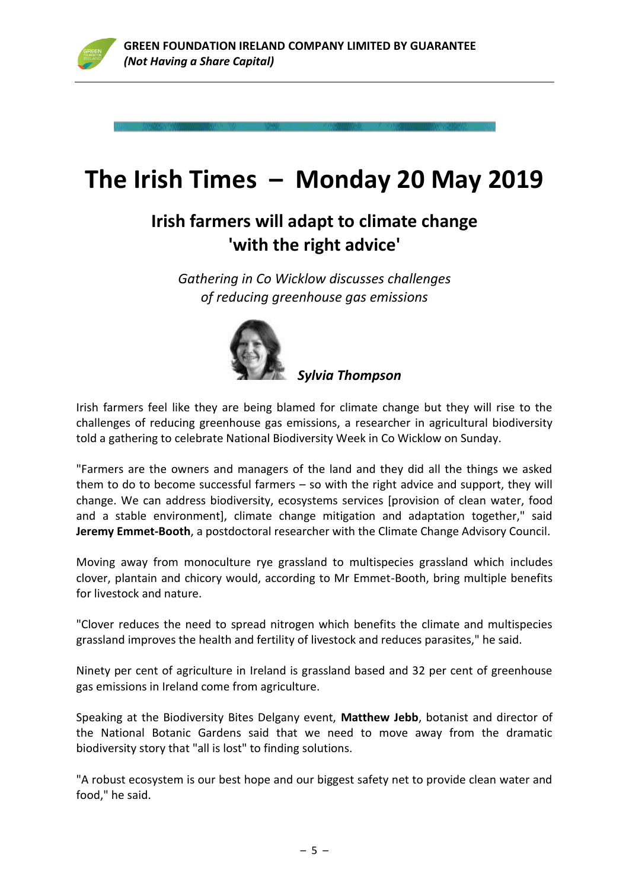# The Irish Times – Monday 20 May 2019

## Irish farmers will adapt to climate change 'with the right advice'

*Gathering in Co Wicklow discusses challenges of reducing greenhouse gas emissions*

***Sylvia Thompson***

Irish farmers feel like they are being blamed for climate change but they will rise to the challenges of reducing greenhouse gas emissions, a researcher in agricultural biodiversity told a gathering to celebrate National Biodiversity Week in Co Wicklow on Sunday.

"Farmers are the owners and managers of the land and they did all the things we asked them to do to become successful farmers – so with the right advice and support, they will change. We can address biodiversity, ecosystems services [provision of clean water, food and a stable environment], climate change mitigation and adaptation together," said **Jeremy Emmet-Booth**, a postdoctoral researcher with the Climate Change Advisory Council.

Moving away from monoculture rye grassland to multispecies grassland which includes clover, plantain and chicory would, according to Mr Emmet-Booth, bring multiple benefits for livestock and nature.

"Clover reduces the need to spread nitrogen which benefits the climate and multispecies grassland improves the health and fertility of livestock and reduces parasites," he said.

Ninety per cent of agriculture in Ireland is grassland based and 32 per cent of greenhouse gas emissions in Ireland come from agriculture.

Speaking at the Biodiversity Bites Delgany event, **Matthew Jebb**, botanist and director of the National Botanic Gardens said that we need to move away from the dramatic biodiversity story that "all is lost" to finding solutions.

"A robust ecosystem is our best hope and our biggest safety net to provide clean water and food," he said.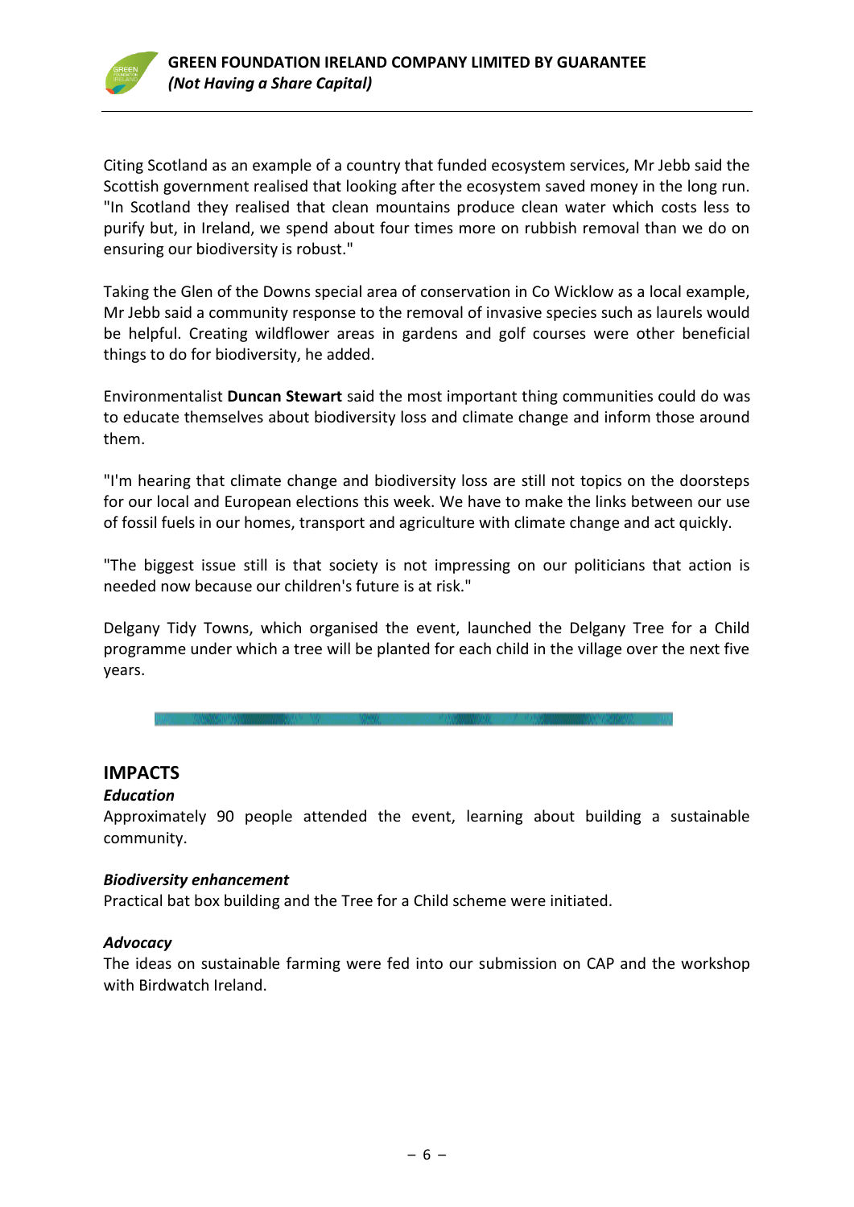Citing Scotland as an example of a country that funded ecosystem services, Mr Jebb said the Scottish government realised that looking after the ecosystem saved money in the long run. "In Scotland they realised that clean mountains produce clean water which costs less to purify but, in Ireland, we spend about four times more on rubbish removal than we do on ensuring our biodiversity is robust."

Taking the Glen of the Downs special area of conservation in Co Wicklow as a local example, Mr Jebb said a community response to the removal of invasive species such as laurels would be helpful. Creating wildflower areas in gardens and golf courses were other beneficial things to do for biodiversity, he added.

Environmentalist **Duncan Stewart** said the most important thing communities could do was to educate themselves about biodiversity loss and climate change and inform those around them.

"I'm hearing that climate change and biodiversity loss are still not topics on the doorsteps for our local and European elections this week. We have to make the links between our use of fossil fuels in our homes, transport and agriculture with climate change and act quickly.

"The biggest issue still is that society is not impressing on our politicians that action is needed now because our children's future is at risk."

Delgany Tidy Towns, which organised the event, launched the Delgany Tree for a Child programme under which a tree will be planted for each child in the village over the next five years.

## IMPACTS

***Education***

Approximately 90 people attended the event, learning about building a sustainable community.

***Biodiversity enhancement***

Practical bat box building and the Tree for a Child scheme were initiated.

***Advocacy***

The ideas on sustainable farming were fed into our submission on CAP and the workshop with Birdwatch Ireland.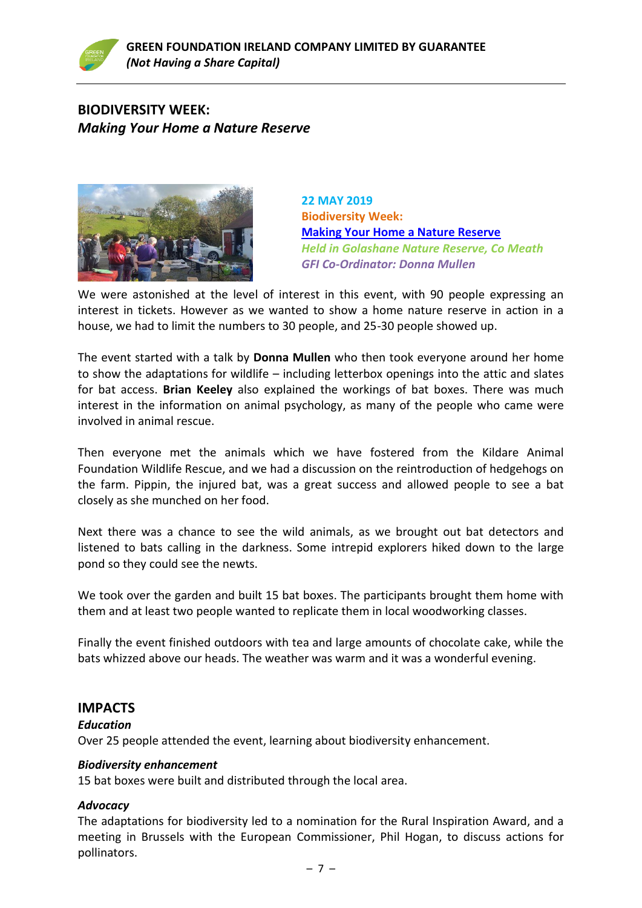## BIODIVERSITY WEEK:
### *Making Your Home a Nature Reserve*

**22 MAY 2019**
**Biodiversity Week:**
**Making Your Home a Nature Reserve**
***Held in Golashane Nature Reserve, Co Meath***
***GFI Co-Ordinator: Donna Mullen***

We were astonished at the level of interest in this event, with 90 people expressing an interest in tickets. However as we wanted to show a home nature reserve in action in a house, we had to limit the numbers to 30 people, and 25-30 people showed up.

The event started with a talk by **Donna Mullen** who then took everyone around her home to show the adaptations for wildlife – including letterbox openings into the attic and slates for bat access. **Brian Keeley** also explained the workings of bat boxes. There was much interest in the information on animal psychology, as many of the people who came were involved in animal rescue.

Then everyone met the animals which we have fostered from the Kildare Animal Foundation Wildlife Rescue, and we had a discussion on the reintroduction of hedgehogs on the farm. Pippin, the injured bat, was a great success and allowed people to see a bat closely as she munched on her food.

Next there was a chance to see the wild animals, as we brought out bat detectors and listened to bats calling in the darkness. Some intrepid explorers hiked down to the large pond so they could see the newts.

We took over the garden and built 15 bat boxes. The participants brought them home with them and at least two people wanted to replicate them in local woodworking classes.

Finally the event finished outdoors with tea and large amounts of chocolate cake, while the bats whizzed above our heads. The weather was warm and it was a wonderful evening.

## IMPACTS

***Education***

Over 25 people attended the event, learning about biodiversity enhancement.

***Biodiversity enhancement***

15 bat boxes were built and distributed through the local area.

***Advocacy***

The adaptations for biodiversity led to a nomination for the Rural Inspiration Award, and a meeting in Brussels with the European Commissioner, Phil Hogan, to discuss actions for pollinators.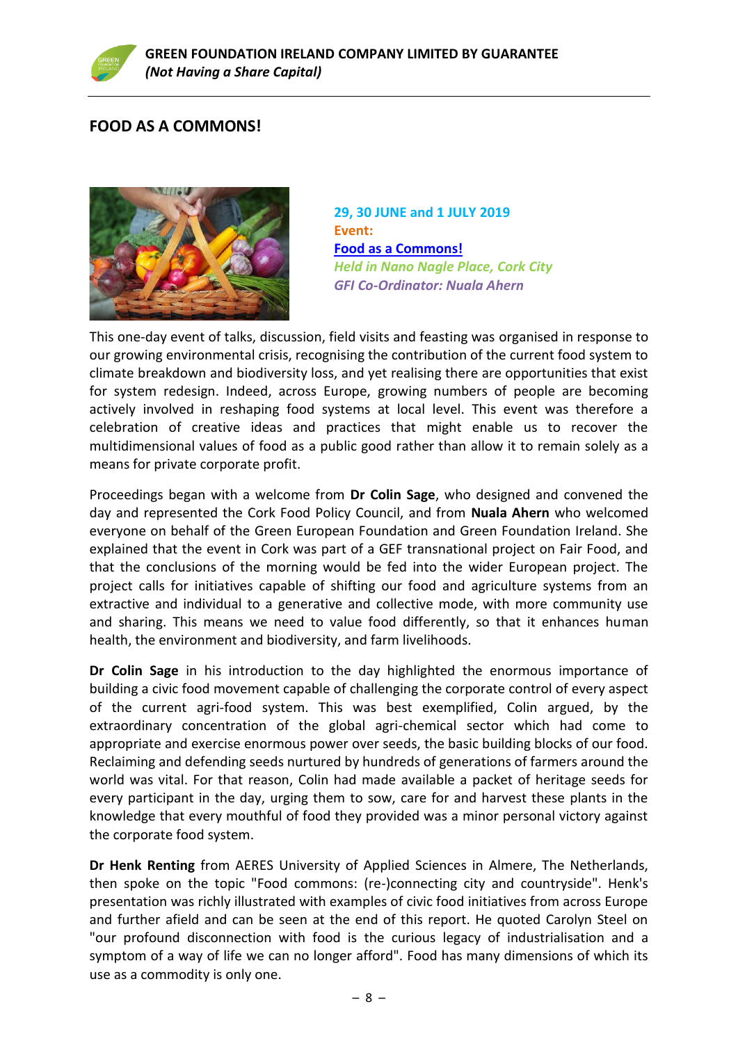## FOOD AS A COMMONS!

**29, 30 JUNE and 1 JULY 2019**
**Event:**
**Food as a Commons!**
*Held in Nano Nagle Place, Cork City*
*GFI Co-Ordinator: Nuala Ahern*

This one-day event of talks, discussion, field visits and feasting was organised in response to our growing environmental crisis, recognising the contribution of the current food system to climate breakdown and biodiversity loss, and yet realising there are opportunities that exist for system redesign. Indeed, across Europe, growing numbers of people are becoming actively involved in reshaping food systems at local level. This event was therefore a celebration of creative ideas and practices that might enable us to recover the multidimensional values of food as a public good rather than allow it to remain solely as a means for private corporate profit.

Proceedings began with a welcome from **Dr Colin Sage**, who designed and convened the day and represented the Cork Food Policy Council, and from **Nuala Ahern** who welcomed everyone on behalf of the Green European Foundation and Green Foundation Ireland. She explained that the event in Cork was part of a GEF transnational project on Fair Food, and that the conclusions of the morning would be fed into the wider European project. The project calls for initiatives capable of shifting our food and agriculture systems from an extractive and individual to a generative and collective mode, with more community use and sharing. This means we need to value food differently, so that it enhances human health, the environment and biodiversity, and farm livelihoods.

**Dr Colin Sage** in his introduction to the day highlighted the enormous importance of building a civic food movement capable of challenging the corporate control of every aspect of the current agri-food system. This was best exemplified, Colin argued, by the extraordinary concentration of the global agri-chemical sector which had come to appropriate and exercise enormous power over seeds, the basic building blocks of our food. Reclaiming and defending seeds nurtured by hundreds of generations of farmers around the world was vital. For that reason, Colin had made available a packet of heritage seeds for every participant in the day, urging them to sow, care for and harvest these plants in the knowledge that every mouthful of food they provided was a minor personal victory against the corporate food system.

**Dr Henk Renting** from AERES University of Applied Sciences in Almere, The Netherlands, then spoke on the topic "Food commons: (re-)connecting city and countryside". Henk's presentation was richly illustrated with examples of civic food initiatives from across Europe and further afield and can be seen at the end of this report. He quoted Carolyn Steel on "our profound disconnection with food is the curious legacy of industrialisation and a symptom of a way of life we can no longer afford". Food has many dimensions of which its use as a commodity is only one.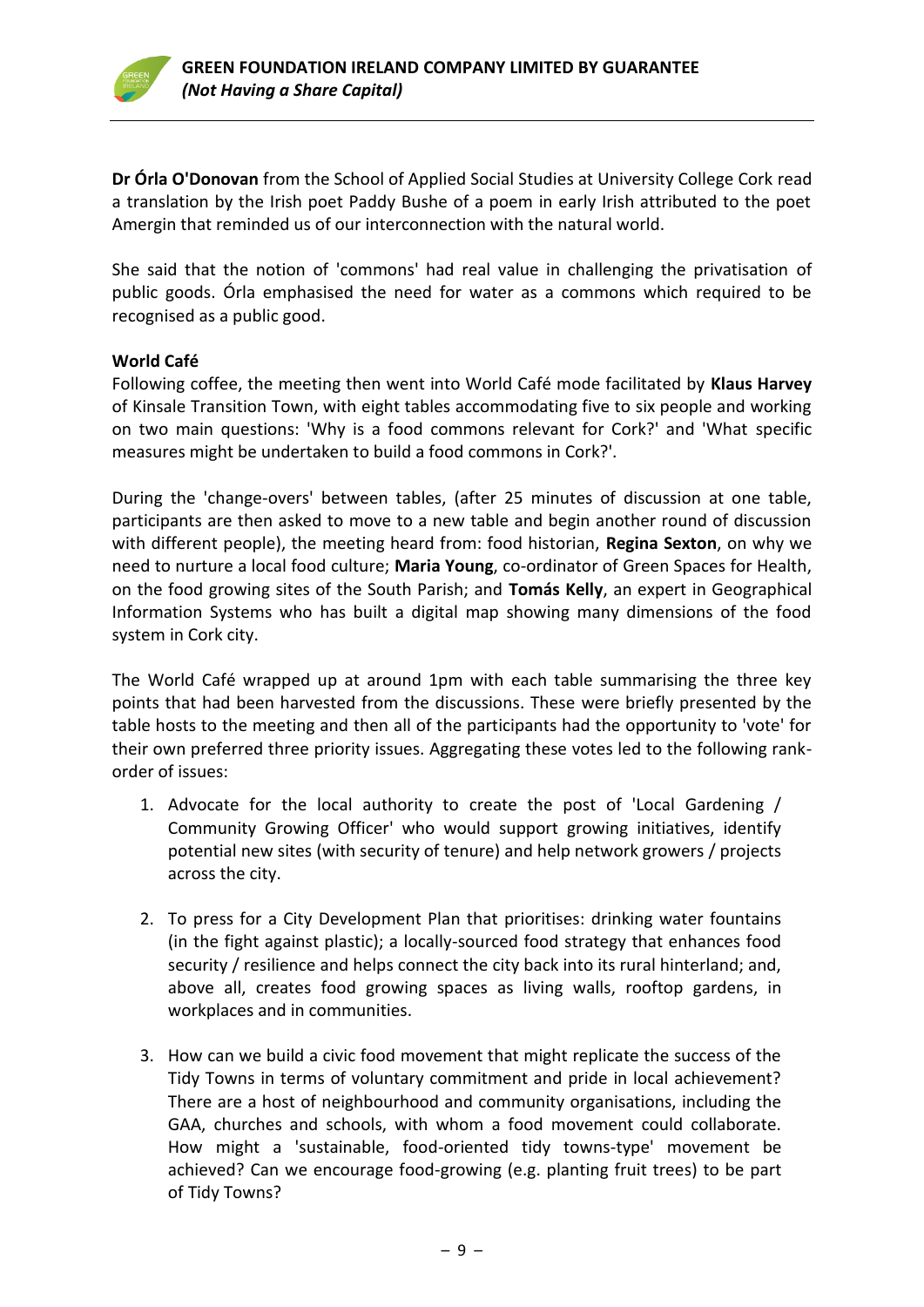**Dr Órla O'Donovan** from the School of Applied Social Studies at University College Cork read a translation by the Irish poet Paddy Bushe of a poem in early Irish attributed to the poet Amergin that reminded us of our interconnection with the natural world.

She said that the notion of 'commons' had real value in challenging the privatisation of public goods. Órla emphasised the need for water as a commons which required to be recognised as a public good.

**World Café**

Following coffee, the meeting then went into World Café mode facilitated by **Klaus Harvey** of Kinsale Transition Town, with eight tables accommodating five to six people and working on two main questions: 'Why is a food commons relevant for Cork?' and 'What specific measures might be undertaken to build a food commons in Cork?'.

During the 'change-overs' between tables, (after 25 minutes of discussion at one table, participants are then asked to move to a new table and begin another round of discussion with different people), the meeting heard from: food historian, **Regina Sexton**, on why we need to nurture a local food culture; **Maria Young**, co-ordinator of Green Spaces for Health, on the food growing sites of the South Parish; and **Tomás Kelly**, an expert in Geographical Information Systems who has built a digital map showing many dimensions of the food system in Cork city.

The World Café wrapped up at around 1pm with each table summarising the three key points that had been harvested from the discussions. These were briefly presented by the table hosts to the meeting and then all of the participants had the opportunity to 'vote' for their own preferred three priority issues. Aggregating these votes led to the following rank-order of issues:

1. Advocate for the local authority to create the post of 'Local Gardening / Community Growing Officer' who would support growing initiatives, identify potential new sites (with security of tenure) and help network growers / projects across the city.

2. To press for a City Development Plan that prioritises: drinking water fountains (in the fight against plastic); a locally-sourced food strategy that enhances food security / resilience and helps connect the city back into its rural hinterland; and, above all, creates food growing spaces as living walls, rooftop gardens, in workplaces and in communities.

3. How can we build a civic food movement that might replicate the success of the Tidy Towns in terms of voluntary commitment and pride in local achievement? There are a host of neighbourhood and community organisations, including the GAA, churches and schools, with whom a food movement could collaborate. How might a 'sustainable, food-oriented tidy towns-type' movement be achieved? Can we encourage food-growing (e.g. planting fruit trees) to be part of Tidy Towns?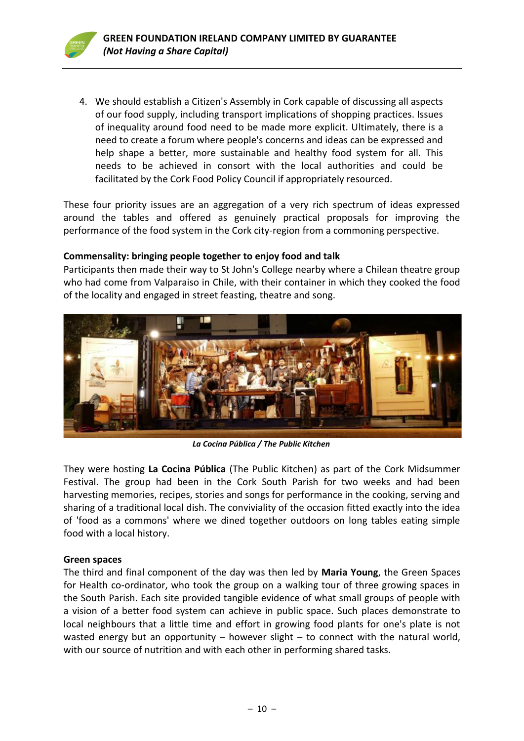4. We should establish a Citizen's Assembly in Cork capable of discussing all aspects of our food supply, including transport implications of shopping practices. Issues of inequality around food need to be made more explicit. Ultimately, there is a need to create a forum where people's concerns and ideas can be expressed and help shape a better, more sustainable and healthy food system for all. This needs to be achieved in consort with the local authorities and could be facilitated by the Cork Food Policy Council if appropriately resourced.

These four priority issues are an aggregation of a very rich spectrum of ideas expressed around the tables and offered as genuinely practical proposals for improving the performance of the food system in the Cork city-region from a commoning perspective.

**Commensality: bringing people together to enjoy food and talk**

Participants then made their way to St John's College nearby where a Chilean theatre group who had come from Valparaiso in Chile, with their container in which they cooked the food of the locality and engaged in street feasting, theatre and song.

***La Cocina Pública / The Public Kitchen***

They were hosting **La Cocina Pública** (The Public Kitchen) as part of the Cork Midsummer Festival. The group had been in the Cork South Parish for two weeks and had been harvesting memories, recipes, stories and songs for performance in the cooking, serving and sharing of a traditional local dish. The conviviality of the occasion fitted exactly into the idea of 'food as a commons' where we dined together outdoors on long tables eating simple food with a local history.

**Green spaces**

The third and final component of the day was then led by **Maria Young**, the Green Spaces for Health co-ordinator, who took the group on a walking tour of three growing spaces in the South Parish. Each site provided tangible evidence of what small groups of people with a vision of a better food system can achieve in public space. Such places demonstrate to local neighbours that a little time and effort in growing food plants for one's plate is not wasted energy but an opportunity – however slight – to connect with the natural world, with our source of nutrition and with each other in performing shared tasks.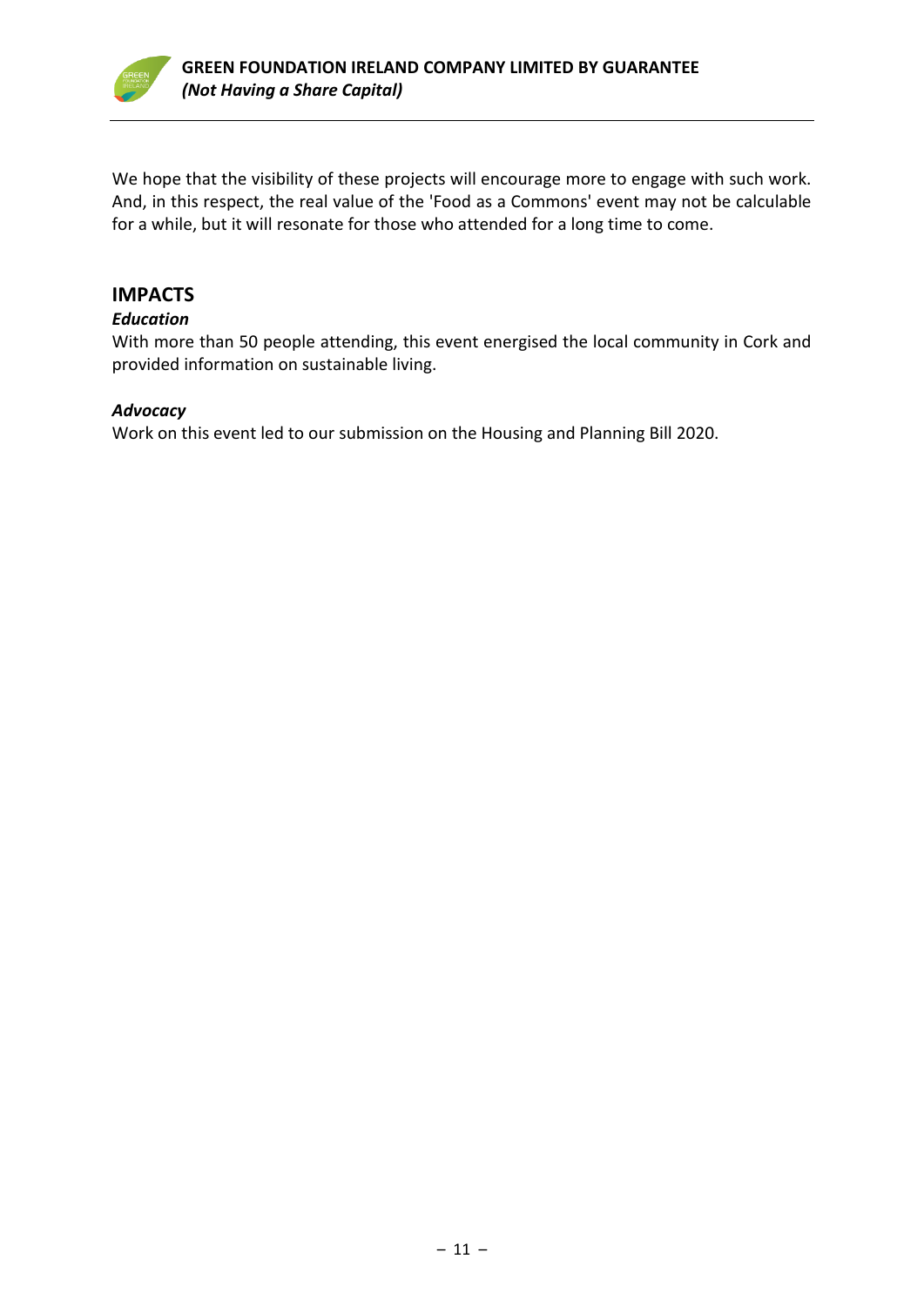We hope that the visibility of these projects will encourage more to engage with such work. And, in this respect, the real value of the 'Food as a Commons' event may not be calculable for a while, but it will resonate for those who attended for a long time to come.

## IMPACTS

### *Education*

With more than 50 people attending, this event energised the local community in Cork and provided information on sustainable living.

### *Advocacy*

Work on this event led to our submission on the Housing and Planning Bill 2020.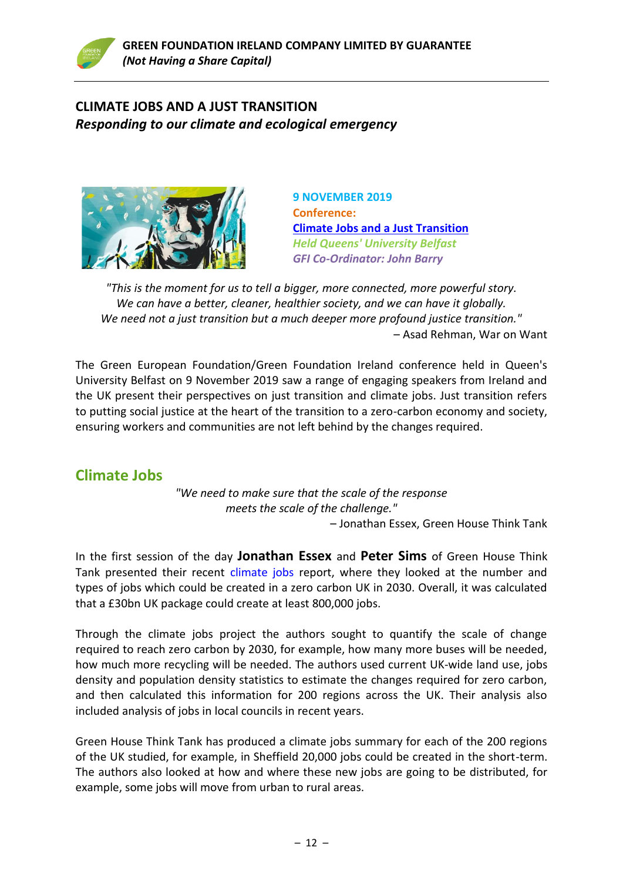## CLIMATE JOBS AND A JUST TRANSITION

***Responding to our climate and ecological emergency***

**9 NOVEMBER 2019**
**Conference:**
**Climate Jobs and a Just Transition**
***Held Queens' University Belfast***
***GFI Co-Ordinator: John Barry***

*"This is the moment for us to tell a bigger, more connected, more powerful story. We can have a better, cleaner, healthier society, and we can have it globally. We need not a just transition but a much deeper more profound justice transition."*
– Asad Rehman, War on Want

The Green European Foundation/Green Foundation Ireland conference held in Queen's University Belfast on 9 November 2019 saw a range of engaging speakers from Ireland and the UK present their perspectives on just transition and climate jobs. Just transition refers to putting social justice at the heart of the transition to a zero-carbon economy and society, ensuring workers and communities are not left behind by the changes required.

## Climate Jobs

*"We need to make sure that the scale of the response meets the scale of the challenge."*
– Jonathan Essex, Green House Think Tank

In the first session of the day **Jonathan Essex** and **Peter Sims** of Green House Think Tank presented their recent climate jobs report, where they looked at the number and types of jobs which could be created in a zero carbon UK in 2030. Overall, it was calculated that a £30bn UK package could create at least 800,000 jobs.

Through the climate jobs project the authors sought to quantify the scale of change required to reach zero carbon by 2030, for example, how many more buses will be needed, how much more recycling will be needed. The authors used current UK-wide land use, jobs density and population density statistics to estimate the changes required for zero carbon, and then calculated this information for 200 regions across the UK. Their analysis also included analysis of jobs in local councils in recent years.

Green House Think Tank has produced a climate jobs summary for each of the 200 regions of the UK studied, for example, in Sheffield 20,000 jobs could be created in the short-term. The authors also looked at how and where these new jobs are going to be distributed, for example, some jobs will move from urban to rural areas.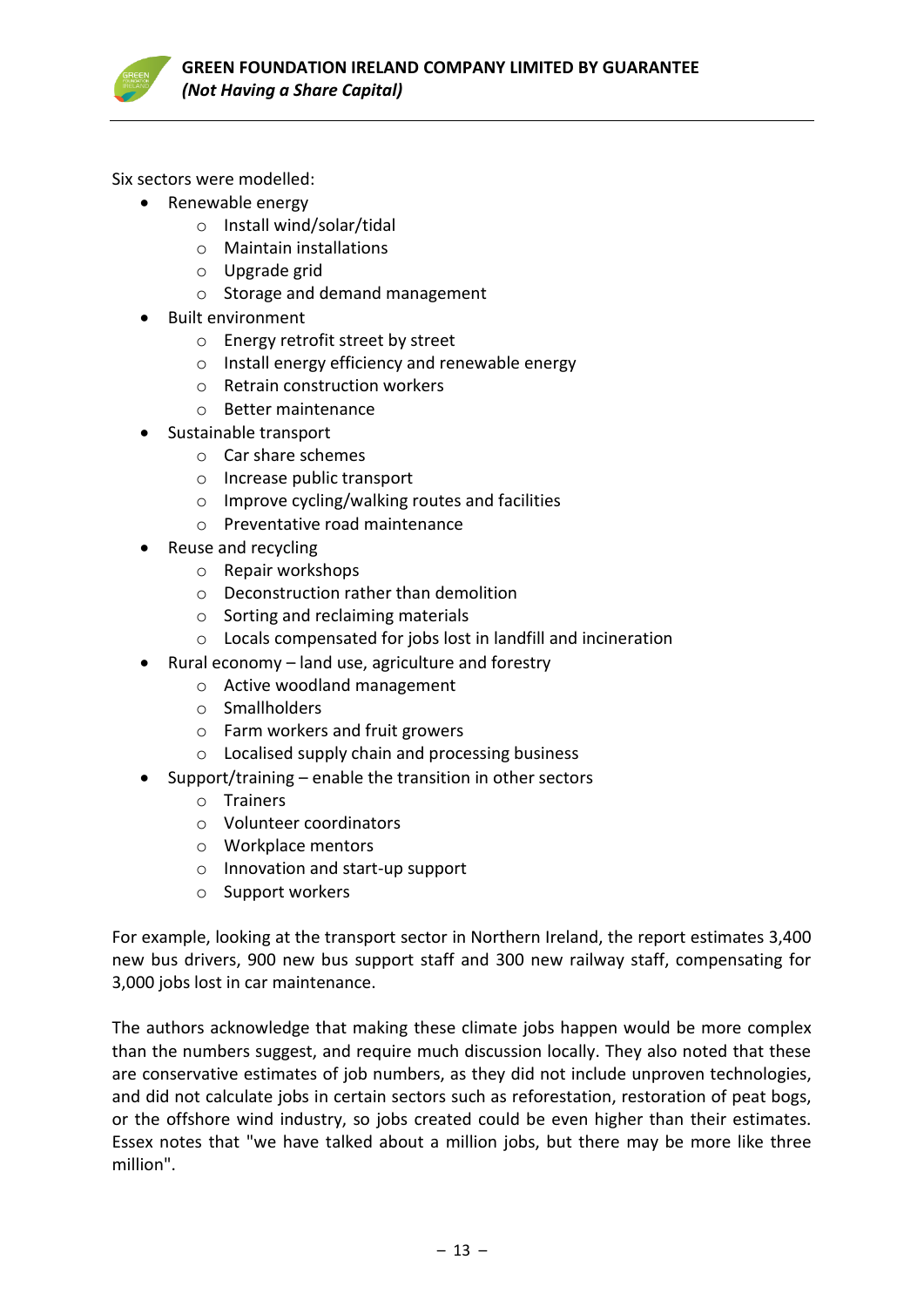Six sectors were modelled:

- Renewable energy
  - Install wind/solar/tidal
  - Maintain installations
  - Upgrade grid
  - Storage and demand management
- Built environment
  - Energy retrofit street by street
  - Install energy efficiency and renewable energy
  - Retrain construction workers
  - Better maintenance
- Sustainable transport
  - Car share schemes
  - Increase public transport
  - Improve cycling/walking routes and facilities
  - Preventative road maintenance
- Reuse and recycling
  - Repair workshops
  - Deconstruction rather than demolition
  - Sorting and reclaiming materials
  - Locals compensated for jobs lost in landfill and incineration
- Rural economy – land use, agriculture and forestry
  - Active woodland management
  - Smallholders
  - Farm workers and fruit growers
  - Localised supply chain and processing business
- Support/training – enable the transition in other sectors
  - Trainers
  - Volunteer coordinators
  - Workplace mentors
  - Innovation and start-up support
  - Support workers

For example, looking at the transport sector in Northern Ireland, the report estimates 3,400 new bus drivers, 900 new bus support staff and 300 new railway staff, compensating for 3,000 jobs lost in car maintenance.

The authors acknowledge that making these climate jobs happen would be more complex than the numbers suggest, and require much discussion locally. They also noted that these are conservative estimates of job numbers, as they did not include unproven technologies, and did not calculate jobs in certain sectors such as reforestation, restoration of peat bogs, or the offshore wind industry, so jobs created could be even higher than their estimates. Essex notes that "we have talked about a million jobs, but there may be more like three million".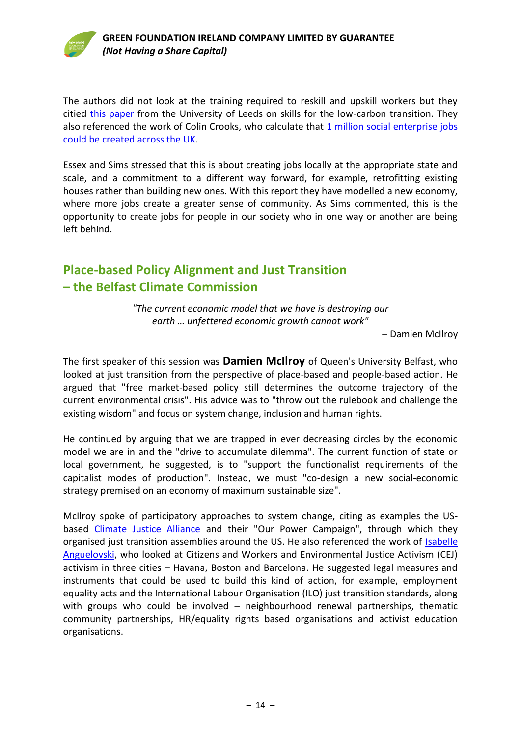The authors did not look at the training required to reskill and upskill workers but they cited this paper from the University of Leeds on skills for the low-carbon transition. They also referenced the work of Colin Crooks, who calculate that 1 million social enterprise jobs could be created across the UK.

Essex and Sims stressed that this is about creating jobs locally at the appropriate state and scale, and a commitment to a different way forward, for example, retrofitting existing houses rather than building new ones. With this report they have modelled a new economy, where more jobs create a greater sense of community. As Sims commented, this is the opportunity to create jobs for people in our society who in one way or another are being left behind.

## Place-based Policy Alignment and Just Transition – the Belfast Climate Commission

> *"The current economic model that we have is destroying our earth … unfettered economic growth cannot work"*
>
> – Damien McIlroy

The first speaker of this session was **Damien McIlroy** of Queen's University Belfast, who looked at just transition from the perspective of place-based and people-based action. He argued that "free market-based policy still determines the outcome trajectory of the current environmental crisis". His advice was to "throw out the rulebook and challenge the existing wisdom" and focus on system change, inclusion and human rights.

He continued by arguing that we are trapped in ever decreasing circles by the economic model we are in and the "drive to accumulate dilemma". The current function of state or local government, he suggested, is to "support the functionalist requirements of the capitalist modes of production". Instead, we must "co-design a new social-economic strategy premised on an economy of maximum sustainable size".

McIlroy spoke of participatory approaches to system change, citing as examples the US-based Climate Justice Alliance and their "Our Power Campaign", through which they organised just transition assemblies around the US. He also referenced the work of Isabelle Anguelovski, who looked at Citizens and Workers and Environmental Justice Activism (CEJ) activism in three cities – Havana, Boston and Barcelona. He suggested legal measures and instruments that could be used to build this kind of action, for example, employment equality acts and the International Labour Organisation (ILO) just transition standards, along with groups who could be involved – neighbourhood renewal partnerships, thematic community partnerships, HR/equality rights based organisations and activist education organisations.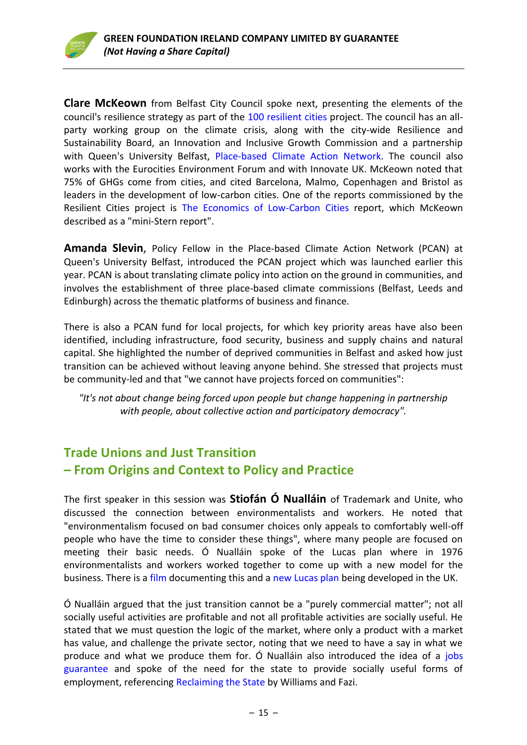**Clare McKeown** from Belfast City Council spoke next, presenting the elements of the council's resilience strategy as part of the 100 resilient cities project. The council has an all-party working group on the climate crisis, along with the city-wide Resilience and Sustainability Board, an Innovation and Inclusive Growth Commission and a partnership with Queen's University Belfast, Place-based Climate Action Network. The council also works with the Eurocities Environment Forum and with Innovate UK. McKeown noted that 75% of GHGs come from cities, and cited Barcelona, Malmo, Copenhagen and Bristol as leaders in the development of low-carbon cities. One of the reports commissioned by the Resilient Cities project is The Economics of Low-Carbon Cities report, which McKeown described as a "mini-Stern report".

**Amanda Slevin**, Policy Fellow in the Place-based Climate Action Network (PCAN) at Queen's University Belfast, introduced the PCAN project which was launched earlier this year. PCAN is about translating climate policy into action on the ground in communities, and involves the establishment of three place-based climate commissions (Belfast, Leeds and Edinburgh) across the thematic platforms of business and finance.

There is also a PCAN fund for local projects, for which key priority areas have also been identified, including infrastructure, food security, business and supply chains and natural capital. She highlighted the number of deprived communities in Belfast and asked how just transition can be achieved without leaving anyone behind. She stressed that projects must be community-led and that "we cannot have projects forced on communities":

> *"It's not about change being forced upon people but change happening in partnership with people, about collective action and participatory democracy".*

## Trade Unions and Just Transition – From Origins and Context to Policy and Practice

The first speaker in this session was **Stiofán Ó Nualláin** of Trademark and Unite, who discussed the connection between environmentalists and workers. He noted that "environmentalism focused on bad consumer choices only appeals to comfortably well-off people who have the time to consider these things", where many people are focused on meeting their basic needs. Ó Nualláin spoke of the Lucas plan where in 1976 environmentalists and workers worked together to come up with a new model for the business. There is a film documenting this and a new Lucas plan being developed in the UK.

Ó Nualláin argued that the just transition cannot be a "purely commercial matter"; not all socially useful activities are profitable and not all profitable activities are socially useful. He stated that we must question the logic of the market, where only a product with a market has value, and challenge the private sector, noting that we need to have a say in what we produce and what we produce them for. Ó Nualláin also introduced the idea of a jobs guarantee and spoke of the need for the state to provide socially useful forms of employment, referencing Reclaiming the State by Williams and Fazi.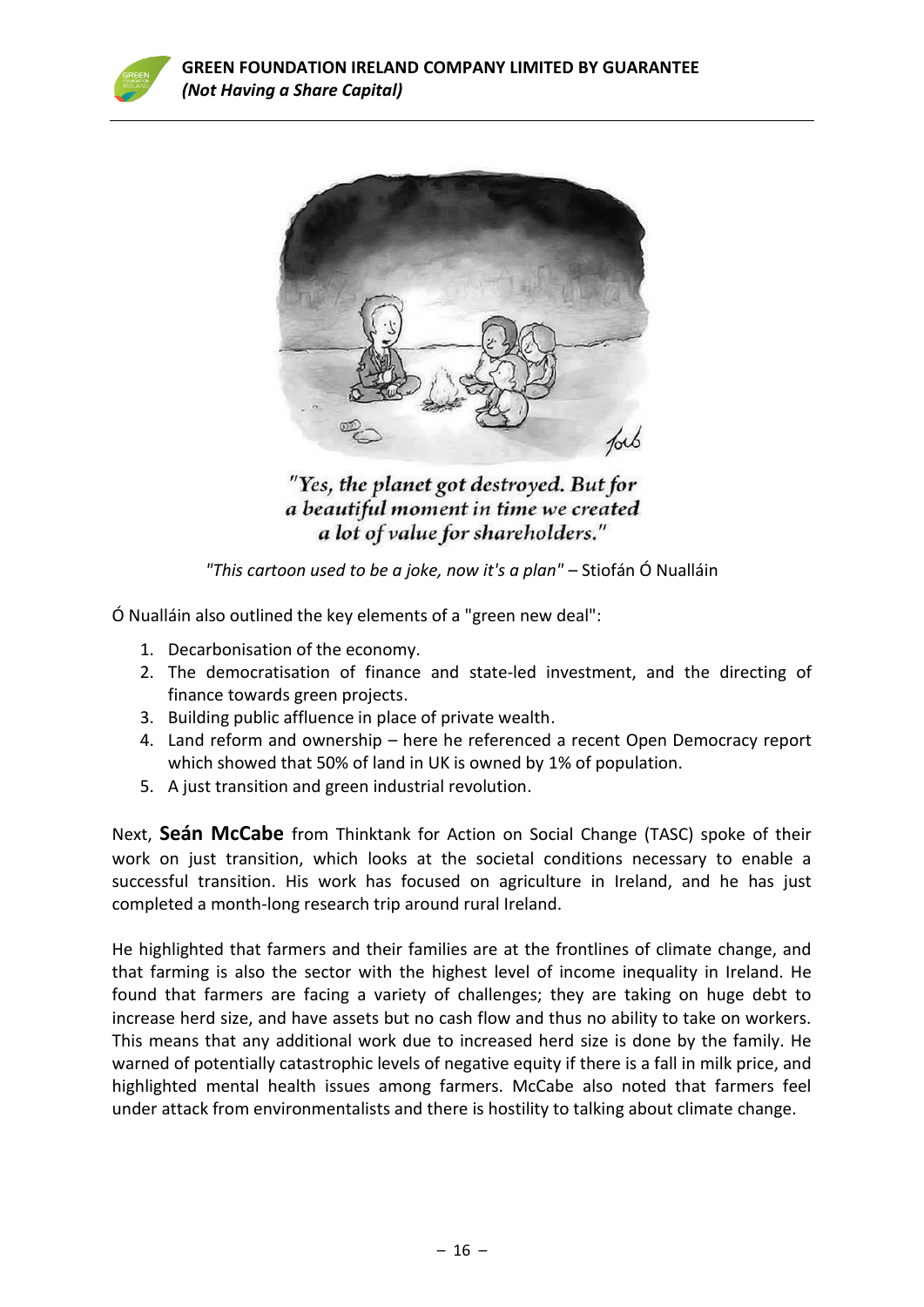"Yes, the planet got destroyed. But for a beautiful moment in time we created a lot of value for shareholders."

*"This cartoon used to be a joke, now it's a plan"* – Stiofán Ó Nualláin

Ó Nualláin also outlined the key elements of a "green new deal":

1. Decarbonisation of the economy.
2. The democratisation of finance and state-led investment, and the directing of finance towards green projects.
3. Building public affluence in place of private wealth.
4. Land reform and ownership – here he referenced a recent Open Democracy report which showed that 50% of land in UK is owned by 1% of population.
5. A just transition and green industrial revolution.

Next, **Seán McCabe** from Thinktank for Action on Social Change (TASC) spoke of their work on just transition, which looks at the societal conditions necessary to enable a successful transition. His work has focused on agriculture in Ireland, and he has just completed a month-long research trip around rural Ireland.

He highlighted that farmers and their families are at the frontlines of climate change, and that farming is also the sector with the highest level of income inequality in Ireland. He found that farmers are facing a variety of challenges; they are taking on huge debt to increase herd size, and have assets but no cash flow and thus no ability to take on workers. This means that any additional work due to increased herd size is done by the family. He warned of potentially catastrophic levels of negative equity if there is a fall in milk price, and highlighted mental health issues among farmers. McCabe also noted that farmers feel under attack from environmentalists and there is hostility to talking about climate change.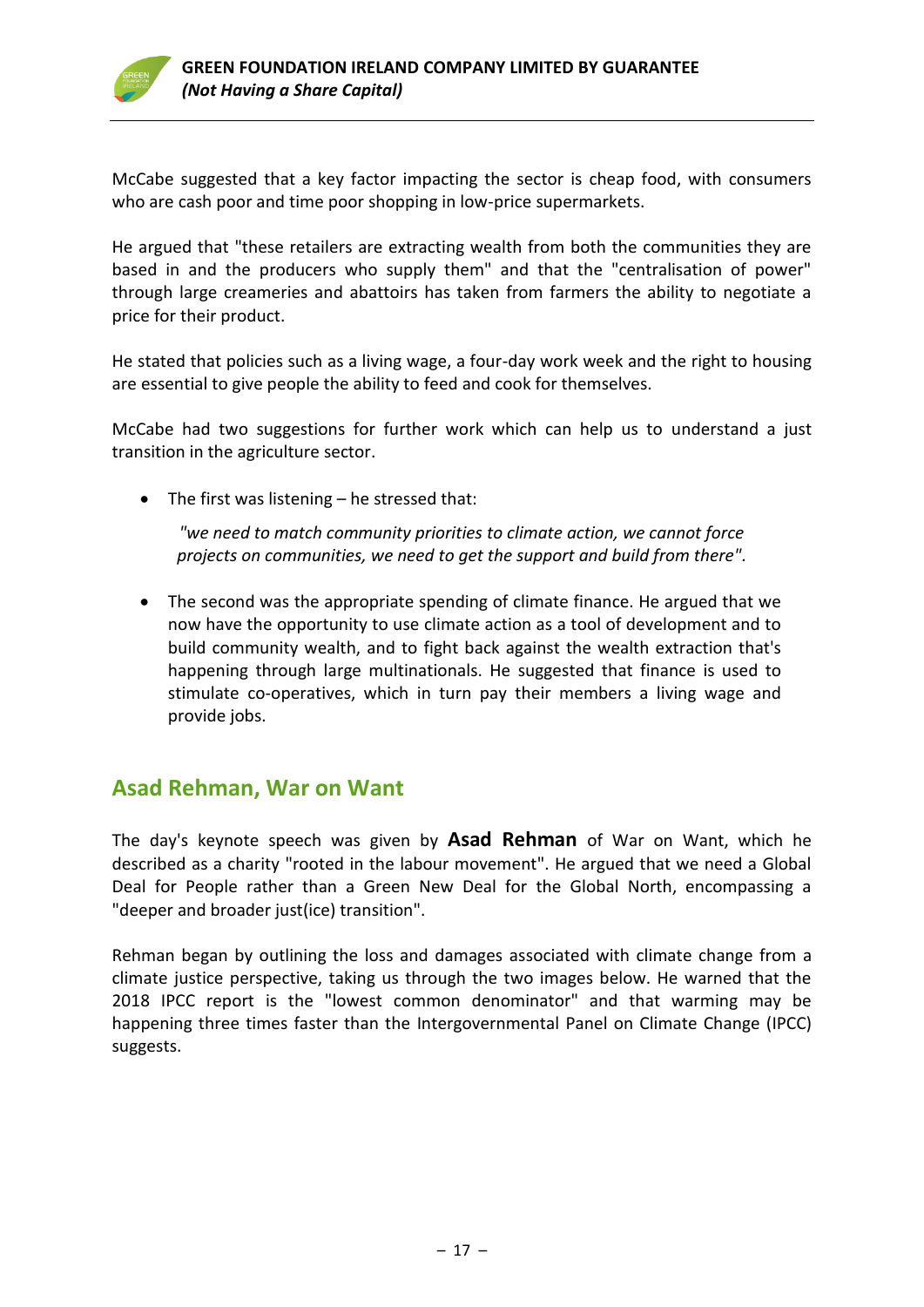McCabe suggested that a key factor impacting the sector is cheap food, with consumers who are cash poor and time poor shopping in low-price supermarkets.

He argued that "these retailers are extracting wealth from both the communities they are based in and the producers who supply them" and that the "centralisation of power" through large creameries and abattoirs has taken from farmers the ability to negotiate a price for their product.

He stated that policies such as a living wage, a four-day work week and the right to housing are essential to give people the ability to feed and cook for themselves.

McCabe had two suggestions for further work which can help us to understand a just transition in the agriculture sector.

- The first was listening – he stressed that:

  *"we need to match community priorities to climate action, we cannot force projects on communities, we need to get the support and build from there".*

- The second was the appropriate spending of climate finance. He argued that we now have the opportunity to use climate action as a tool of development and to build community wealth, and to fight back against the wealth extraction that's happening through large multinationals. He suggested that finance is used to stimulate co-operatives, which in turn pay their members a living wage and provide jobs.

## Asad Rehman, War on Want

The day's keynote speech was given by **Asad Rehman** of War on Want, which he described as a charity "rooted in the labour movement". He argued that we need a Global Deal for People rather than a Green New Deal for the Global North, encompassing a "deeper and broader just(ice) transition".

Rehman began by outlining the loss and damages associated with climate change from a climate justice perspective, taking us through the two images below. He warned that the 2018 IPCC report is the "lowest common denominator" and that warming may be happening three times faster than the Intergovernmental Panel on Climate Change (IPCC) suggests.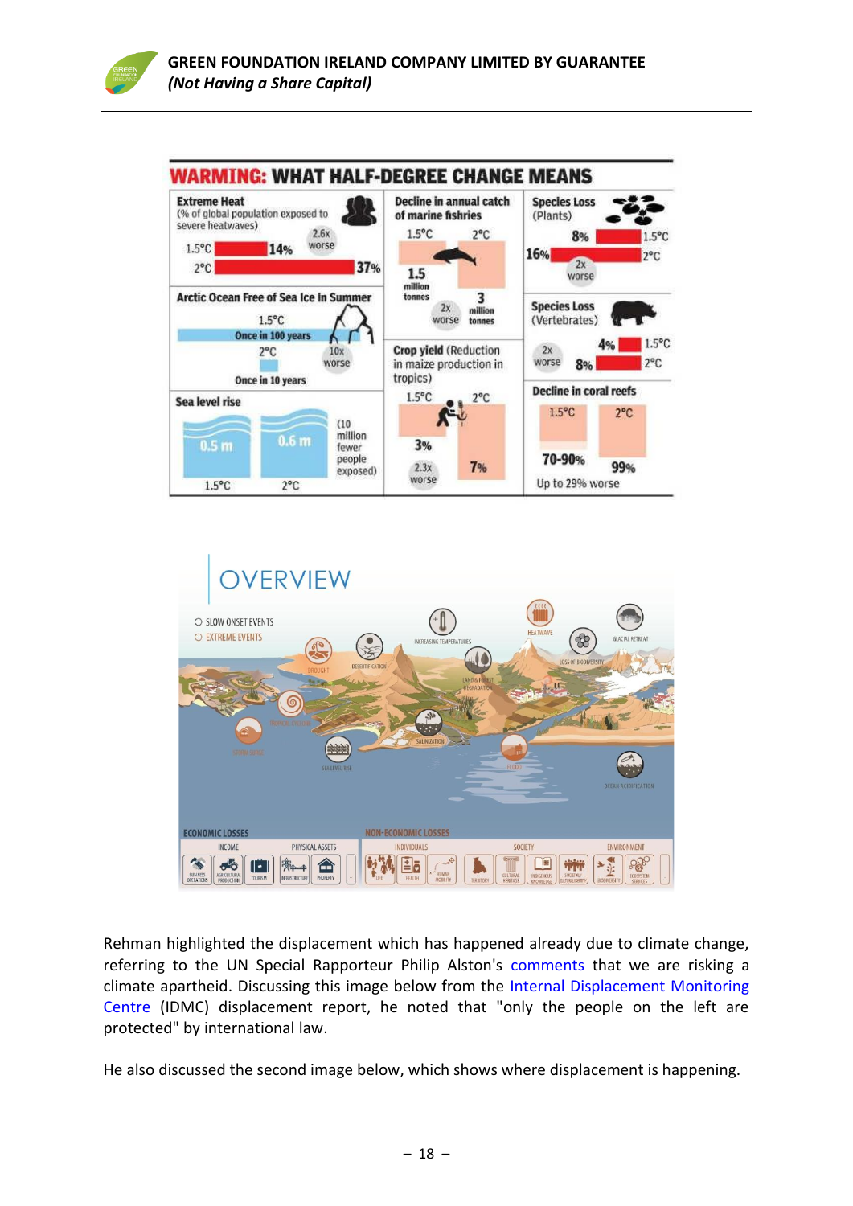Rehman highlighted the displacement which has happened already due to climate change, referring to the UN Special Rapporteur Philip Alston's comments that we are risking a climate apartheid. Discussing this image below from the Internal Displacement Monitoring Centre (IDMC) displacement report, he noted that "only the people on the left are protected" by international law.

He also discussed the second image below, which shows where displacement is happening.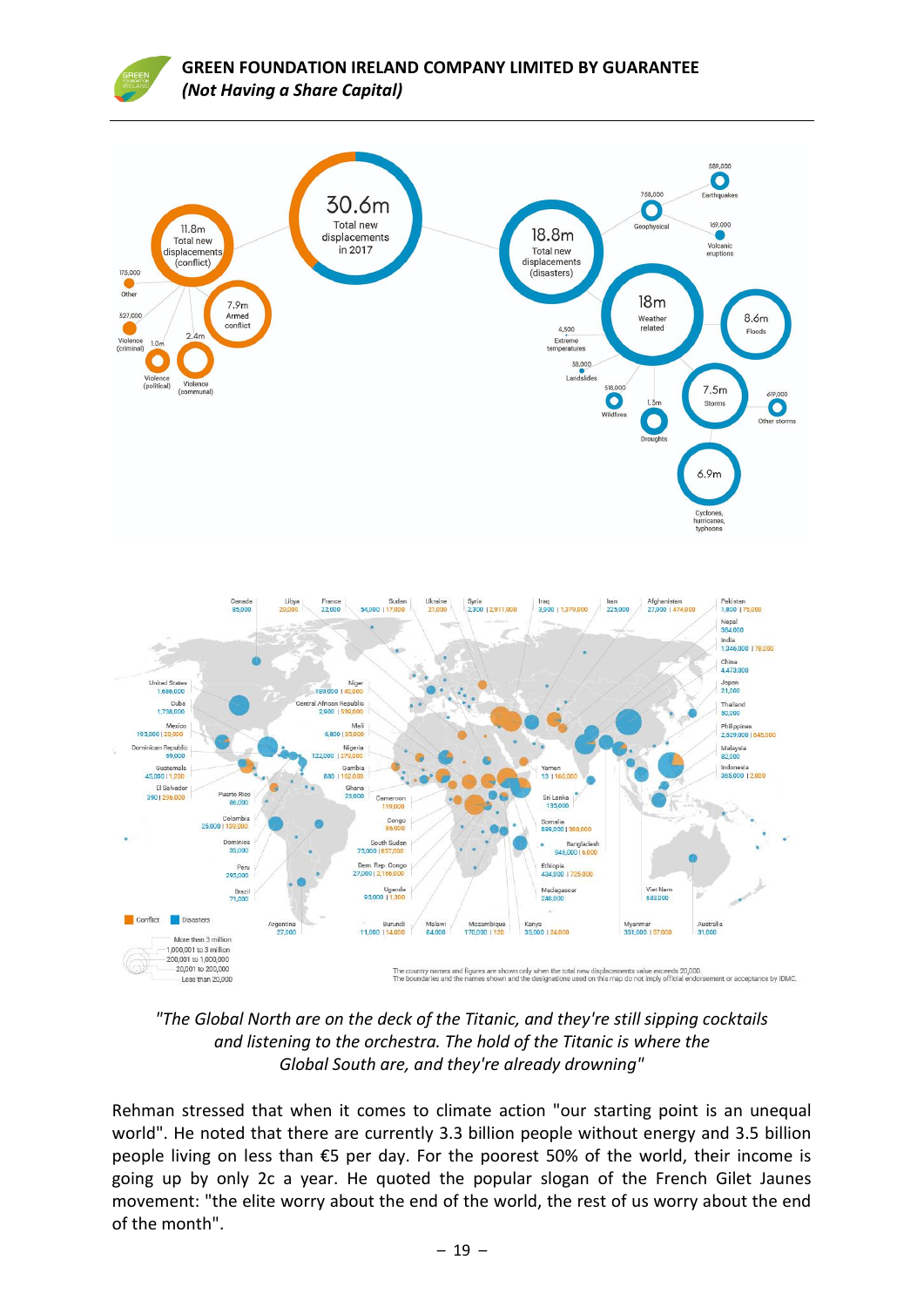*"The Global North are on the deck of the Titanic, and they're still sipping cocktails and listening to the orchestra. The hold of the Titanic is where the Global South are, and they're already drowning"*

Rehman stressed that when it comes to climate action "our starting point is an unequal world". He noted that there are currently 3.3 billion people without energy and 3.5 billion people living on less than €5 per day. For the poorest 50% of the world, their income is going up by only 2c a year. He quoted the popular slogan of the French Gilet Jaunes movement: "the elite worry about the end of the world, the rest of us worry about the end of the month".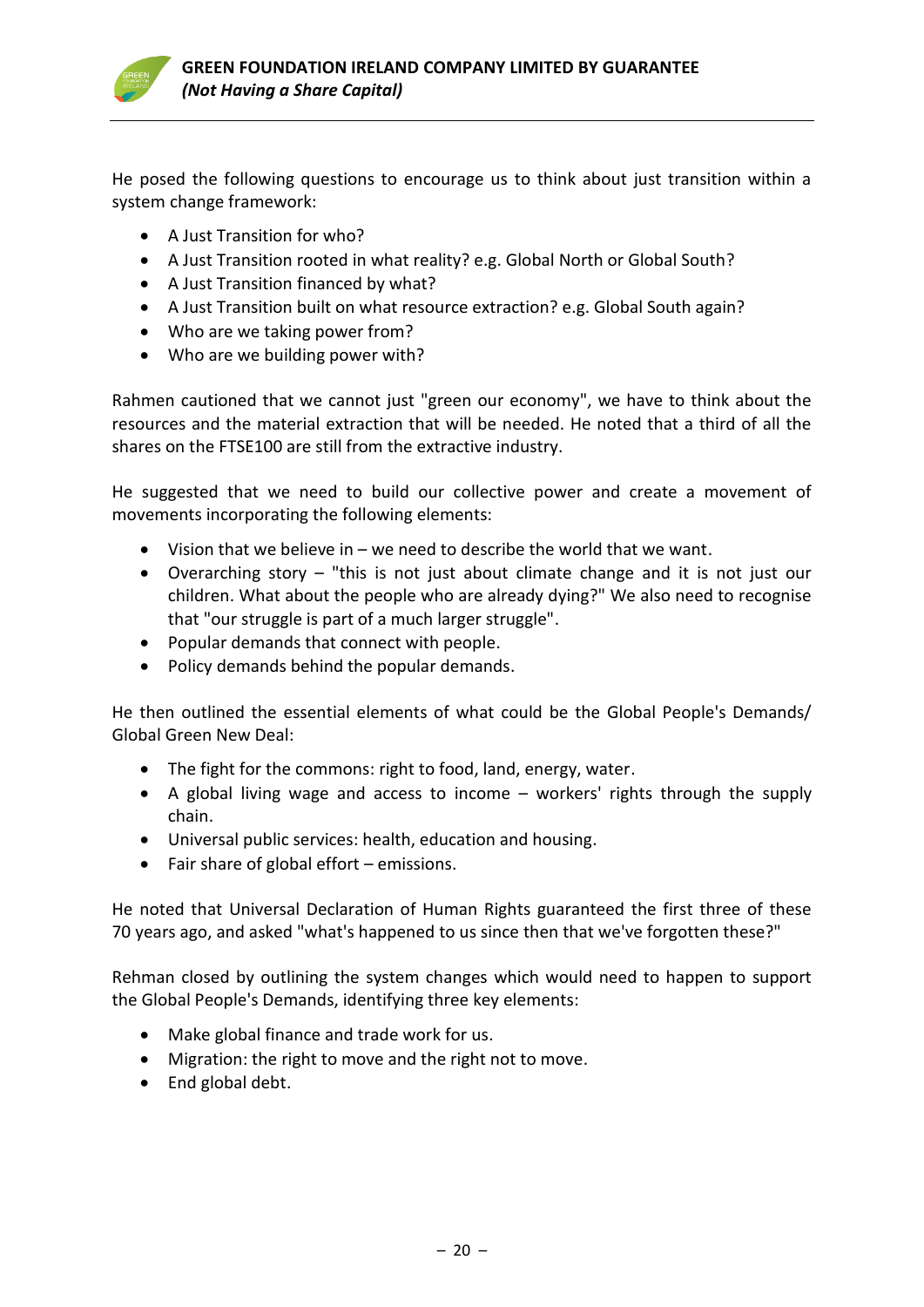He posed the following questions to encourage us to think about just transition within a system change framework:

- A Just Transition for who?
- A Just Transition rooted in what reality? e.g. Global North or Global South?
- A Just Transition financed by what?
- A Just Transition built on what resource extraction? e.g. Global South again?
- Who are we taking power from?
- Who are we building power with?

Rahmen cautioned that we cannot just "green our economy", we have to think about the resources and the material extraction that will be needed. He noted that a third of all the shares on the FTSE100 are still from the extractive industry.

He suggested that we need to build our collective power and create a movement of movements incorporating the following elements:

- Vision that we believe in – we need to describe the world that we want.
- Overarching story – "this is not just about climate change and it is not just our children. What about the people who are already dying?" We also need to recognise that "our struggle is part of a much larger struggle".
- Popular demands that connect with people.
- Policy demands behind the popular demands.

He then outlined the essential elements of what could be the Global People's Demands/ Global Green New Deal:

- The fight for the commons: right to food, land, energy, water.
- A global living wage and access to income – workers' rights through the supply chain.
- Universal public services: health, education and housing.
- Fair share of global effort – emissions.

He noted that Universal Declaration of Human Rights guaranteed the first three of these 70 years ago, and asked "what's happened to us since then that we've forgotten these?"

Rehman closed by outlining the system changes which would need to happen to support the Global People's Demands, identifying three key elements:

- Make global finance and trade work for us.
- Migration: the right to move and the right not to move.
- End global debt.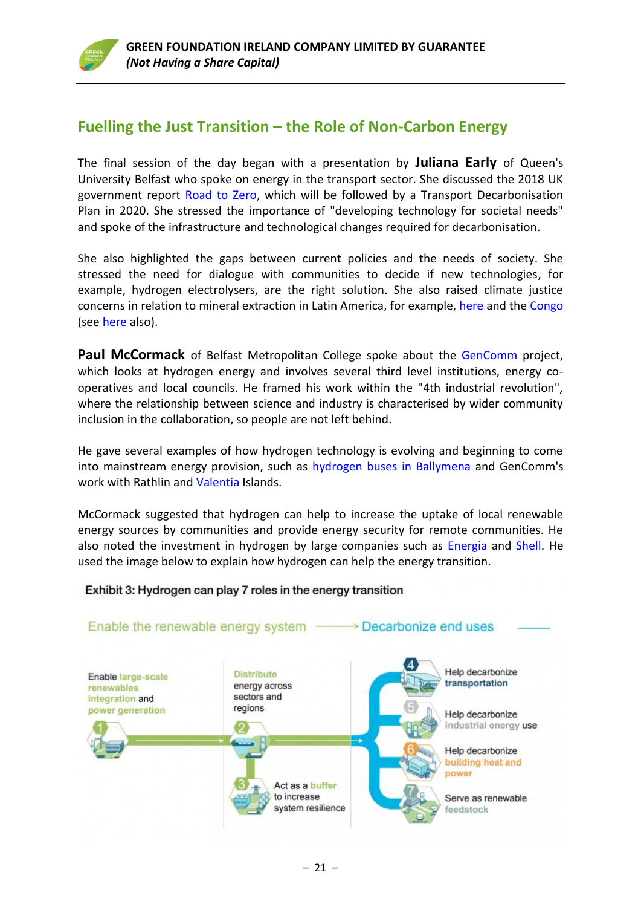## Fuelling the Just Transition – the Role of Non-Carbon Energy

The final session of the day began with a presentation by **Juliana Early** of Queen's University Belfast who spoke on energy in the transport sector. She discussed the 2018 UK government report Road to Zero, which will be followed by a Transport Decarbonisation Plan in 2020. She stressed the importance of "developing technology for societal needs" and spoke of the infrastructure and technological changes required for decarbonisation.

She also highlighted the gaps between current policies and the needs of society. She stressed the need for dialogue with communities to decide if new technologies, for example, hydrogen electrolysers, are the right solution. She also raised climate justice concerns in relation to mineral extraction in Latin America, for example, here and the Congo (see here also).

**Paul McCormack** of Belfast Metropolitan College spoke about the GenComm project, which looks at hydrogen energy and involves several third level institutions, energy co-operatives and local councils. He framed his work within the "4th industrial revolution", where the relationship between science and industry is characterised by wider community inclusion in the collaboration, so people are not left behind.

He gave several examples of how hydrogen technology is evolving and beginning to come into mainstream energy provision, such as hydrogen buses in Ballymena and GenComm's work with Rathlin and Valentia Islands.

McCormack suggested that hydrogen can help to increase the uptake of local renewable energy sources by communities and provide energy security for remote communities. He also noted the investment in hydrogen by large companies such as Energia and Shell. He used the image below to explain how hydrogen can help the energy transition.

**Exhibit 3: Hydrogen can play 7 roles in the energy transition**

Enable the renewable energy system → Decarbonize end uses

1. Enable large-scale renewables integration and power generation
2. Distribute energy across sectors and regions
3. Act as a buffer to increase system resilience
4. Help decarbonize transportation
5. Help decarbonize industrial energy use
6. Help decarbonize building heat and power
7. Serve as renewable feedstock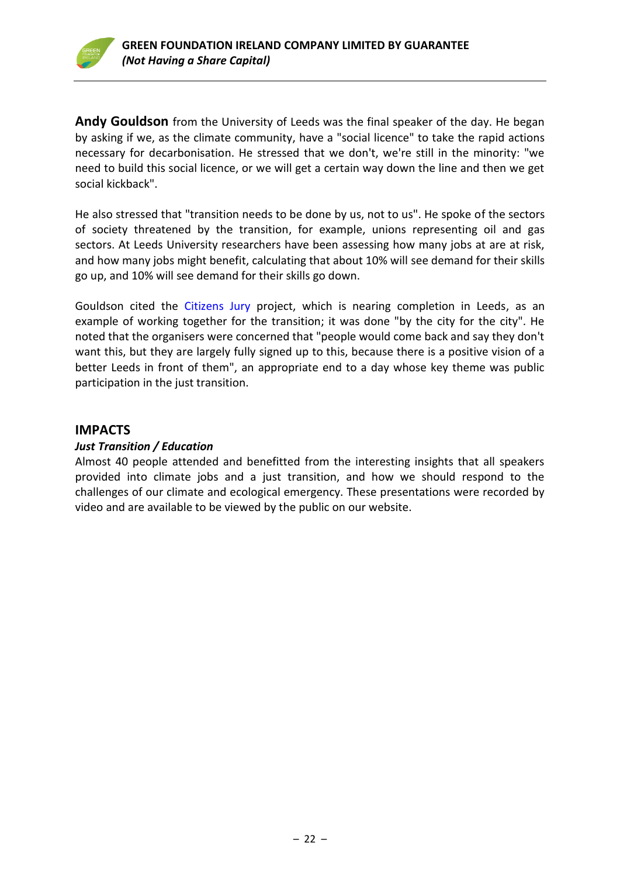**Andy Gouldson** from the University of Leeds was the final speaker of the day. He began by asking if we, as the climate community, have a "social licence" to take the rapid actions necessary for decarbonisation. He stressed that we don't, we're still in the minority: "we need to build this social licence, or we will get a certain way down the line and then we get social kickback".

He also stressed that "transition needs to be done by us, not to us". He spoke of the sectors of society threatened by the transition, for example, unions representing oil and gas sectors. At Leeds University researchers have been assessing how many jobs at are at risk, and how many jobs might benefit, calculating that about 10% will see demand for their skills go up, and 10% will see demand for their skills go down.

Gouldson cited the Citizens Jury project, which is nearing completion in Leeds, as an example of working together for the transition; it was done "by the city for the city". He noted that the organisers were concerned that "people would come back and say they don't want this, but they are largely fully signed up to this, because there is a positive vision of a better Leeds in front of them", an appropriate end to a day whose key theme was public participation in the just transition.

## IMPACTS

### *Just Transition / Education*

Almost 40 people attended and benefitted from the interesting insights that all speakers provided into climate jobs and a just transition, and how we should respond to the challenges of our climate and ecological emergency. These presentations were recorded by video and are available to be viewed by the public on our website.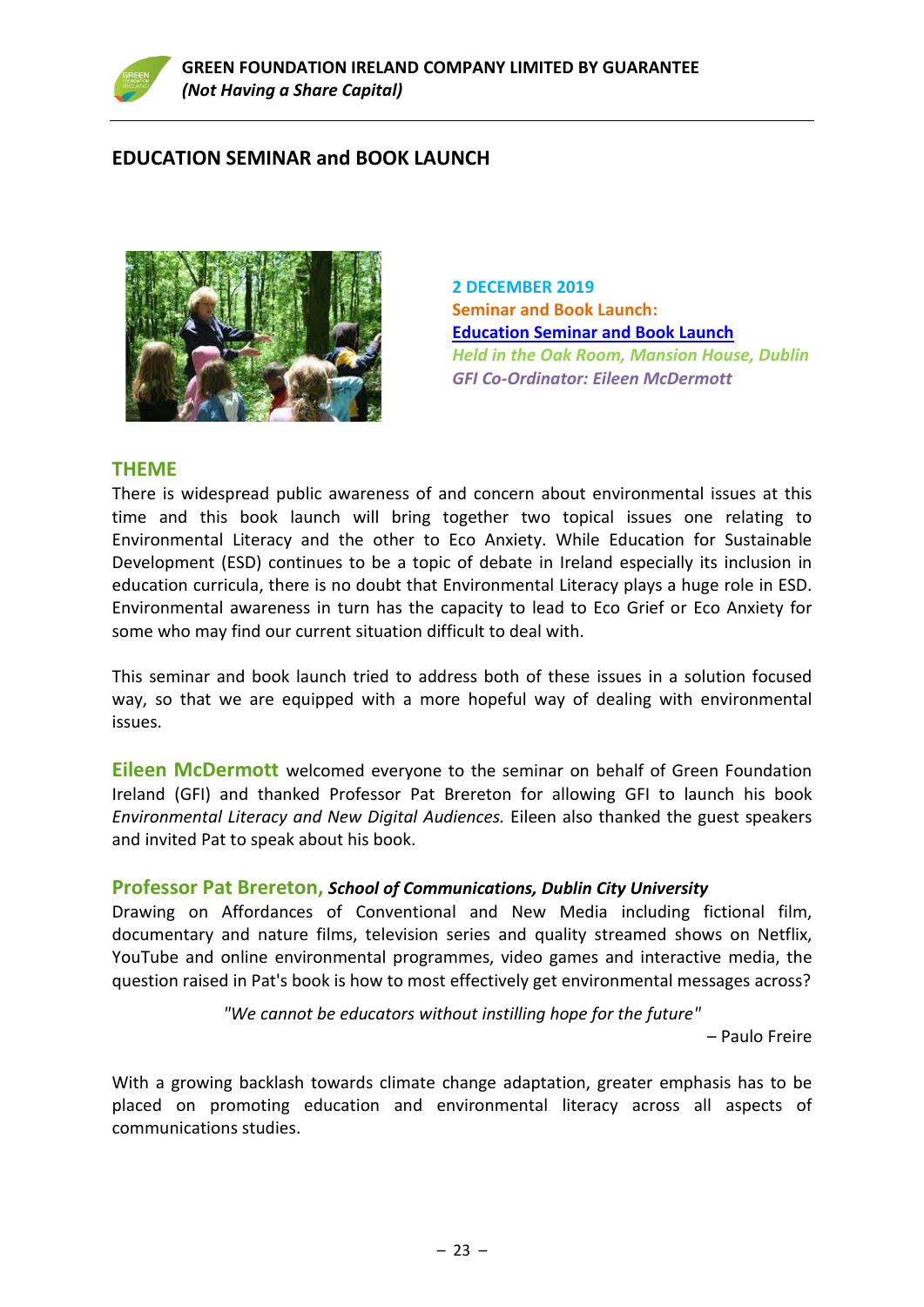## EDUCATION SEMINAR and BOOK LAUNCH

**2 DECEMBER 2019**
**Seminar and Book Launch:**
**Education Seminar and Book Launch**
*Held in the Oak Room, Mansion House, Dublin*
*GFI Co-Ordinator: Eileen McDermott*

### THEME

There is widespread public awareness of and concern about environmental issues at this time and this book launch will bring together two topical issues one relating to Environmental Literacy and the other to Eco Anxiety. While Education for Sustainable Development (ESD) continues to be a topic of debate in Ireland especially its inclusion in education curricula, there is no doubt that Environmental Literacy plays a huge role in ESD. Environmental awareness in turn has the capacity to lead to Eco Grief or Eco Anxiety for some who may find our current situation difficult to deal with.

This seminar and book launch tried to address both of these issues in a solution focused way, so that we are equipped with a more hopeful way of dealing with environmental issues.

**Eileen McDermott** welcomed everyone to the seminar on behalf of Green Foundation Ireland (GFI) and thanked Professor Pat Brereton for allowing GFI to launch his book *Environmental Literacy and New Digital Audiences.* Eileen also thanked the guest speakers and invited Pat to speak about his book.

### Professor Pat Brereton, *School of Communications, Dublin City University*

Drawing on Affordances of Conventional and New Media including fictional film, documentary and nature films, television series and quality streamed shows on Netflix, YouTube and online environmental programmes, video games and interactive media, the question raised in Pat's book is how to most effectively get environmental messages across?

> *"We cannot be educators without instilling hope for the future"*
>
> – Paulo Freire

With a growing backlash towards climate change adaptation, greater emphasis has to be placed on promoting education and environmental literacy across all aspects of communications studies.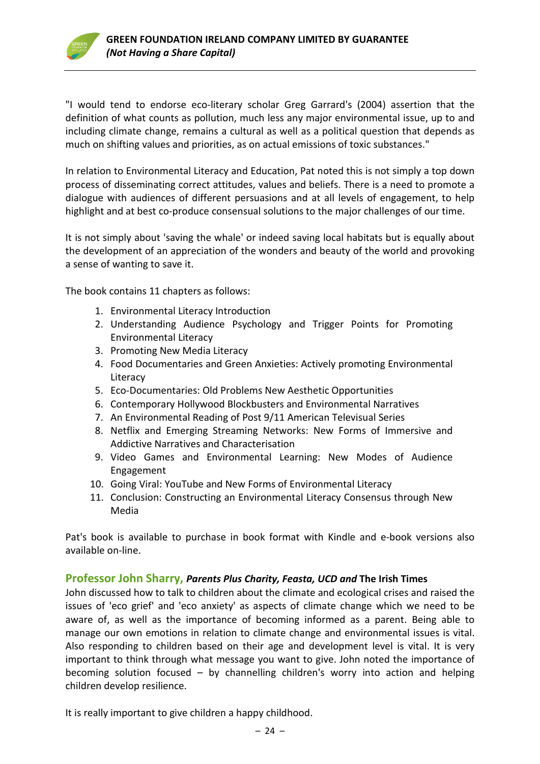"I would tend to endorse eco-literary scholar Greg Garrard's (2004) assertion that the definition of what counts as pollution, much less any major environmental issue, up to and including climate change, remains a cultural as well as a political question that depends as much on shifting values and priorities, as on actual emissions of toxic substances."

In relation to Environmental Literacy and Education, Pat noted this is not simply a top down process of disseminating correct attitudes, values and beliefs. There is a need to promote a dialogue with audiences of different persuasions and at all levels of engagement, to help highlight and at best co-produce consensual solutions to the major challenges of our time.

It is not simply about 'saving the whale' or indeed saving local habitats but is equally about the development of an appreciation of the wonders and beauty of the world and provoking a sense of wanting to save it.

The book contains 11 chapters as follows:

1. Environmental Literacy Introduction
2. Understanding Audience Psychology and Trigger Points for Promoting Environmental Literacy
3. Promoting New Media Literacy
4. Food Documentaries and Green Anxieties: Actively promoting Environmental Literacy
5. Eco-Documentaries: Old Problems New Aesthetic Opportunities
6. Contemporary Hollywood Blockbusters and Environmental Narratives
7. An Environmental Reading of Post 9/11 American Televisual Series
8. Netflix and Emerging Streaming Networks: New Forms of Immersive and Addictive Narratives and Characterisation
9. Video Games and Environmental Learning: New Modes of Audience Engagement
10. Going Viral: YouTube and New Forms of Environmental Literacy
11. Conclusion: Constructing an Environmental Literacy Consensus through New Media

Pat's book is available to purchase in book format with Kindle and e-book versions also available on-line.

### Professor John Sharry, *Parents Plus Charity, Feasta, UCD and* The Irish Times

John discussed how to talk to children about the climate and ecological crises and raised the issues of 'eco grief' and 'eco anxiety' as aspects of climate change which we need to be aware of, as well as the importance of becoming informed as a parent. Being able to manage our own emotions in relation to climate change and environmental issues is vital. Also responding to children based on their age and development level is vital. It is very important to think through what message you want to give. John noted the importance of becoming solution focused – by channelling children's worry into action and helping children develop resilience.

It is really important to give children a happy childhood.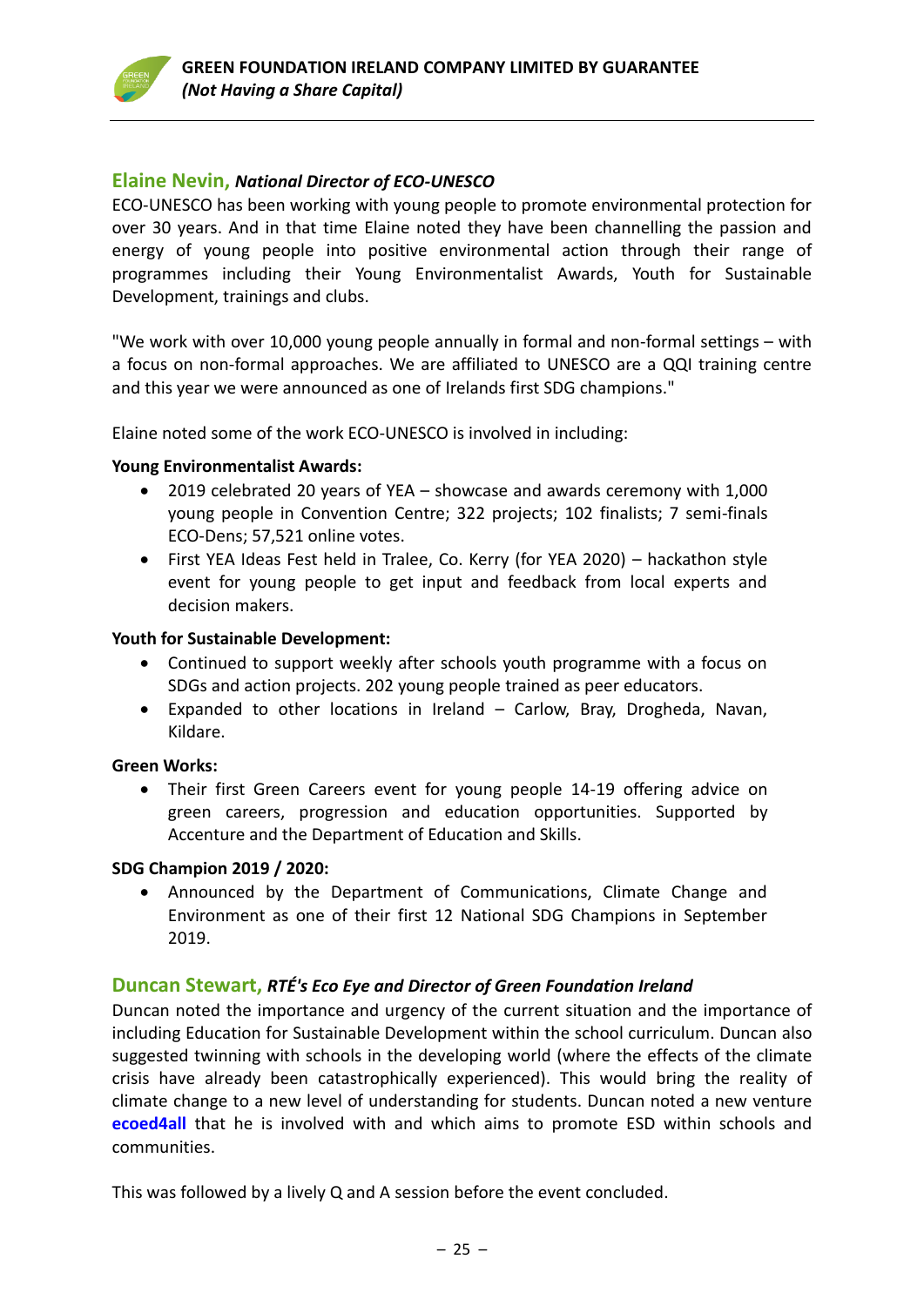### Elaine Nevin, *National Director of ECO-UNESCO*

ECO-UNESCO has been working with young people to promote environmental protection for over 30 years. And in that time Elaine noted they have been channelling the passion and energy of young people into positive environmental action through their range of programmes including their Young Environmentalist Awards, Youth for Sustainable Development, trainings and clubs.

"We work with over 10,000 young people annually in formal and non-formal settings – with a focus on non-formal approaches. We are affiliated to UNESCO are a QQI training centre and this year we were announced as one of Irelands first SDG champions."

Elaine noted some of the work ECO-UNESCO is involved in including:

**Young Environmentalist Awards:**

- 2019 celebrated 20 years of YEA – showcase and awards ceremony with 1,000 young people in Convention Centre; 322 projects; 102 finalists; 7 semi-finals ECO-Dens; 57,521 online votes.
- First YEA Ideas Fest held in Tralee, Co. Kerry (for YEA 2020) – hackathon style event for young people to get input and feedback from local experts and decision makers.

**Youth for Sustainable Development:**

- Continued to support weekly after schools youth programme with a focus on SDGs and action projects. 202 young people trained as peer educators.
- Expanded to other locations in Ireland – Carlow, Bray, Drogheda, Navan, Kildare.

**Green Works:**

- Their first Green Careers event for young people 14-19 offering advice on green careers, progression and education opportunities. Supported by Accenture and the Department of Education and Skills.

**SDG Champion 2019 / 2020:**

- Announced by the Department of Communications, Climate Change and Environment as one of their first 12 National SDG Champions in September 2019.

### Duncan Stewart, *RTÉ's Eco Eye and Director of Green Foundation Ireland*

Duncan noted the importance and urgency of the current situation and the importance of including Education for Sustainable Development within the school curriculum. Duncan also suggested twinning with schools in the developing world (where the effects of the climate crisis have already been catastrophically experienced). This would bring the reality of climate change to a new level of understanding for students. Duncan noted a new venture **ecoed4all** that he is involved with and which aims to promote ESD within schools and communities.

This was followed by a lively Q and A session before the event concluded.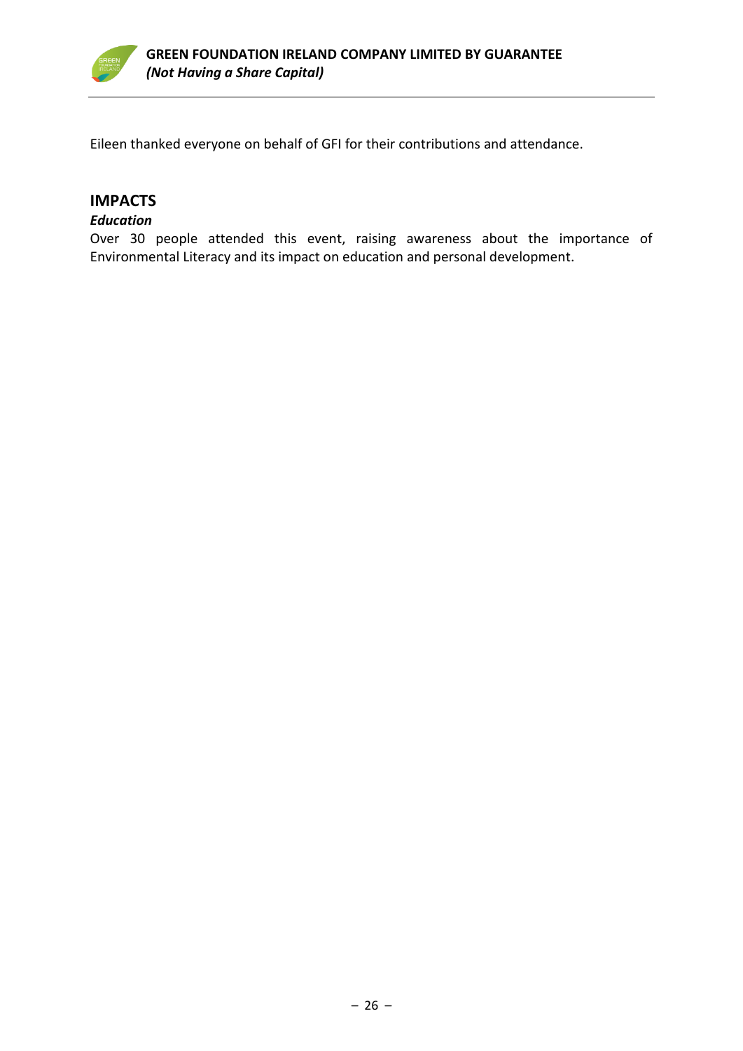Eileen thanked everyone on behalf of GFI for their contributions and attendance.

## IMPACTS

### *Education*

Over 30 people attended this event, raising awareness about the importance of Environmental Literacy and its impact on education and personal development.